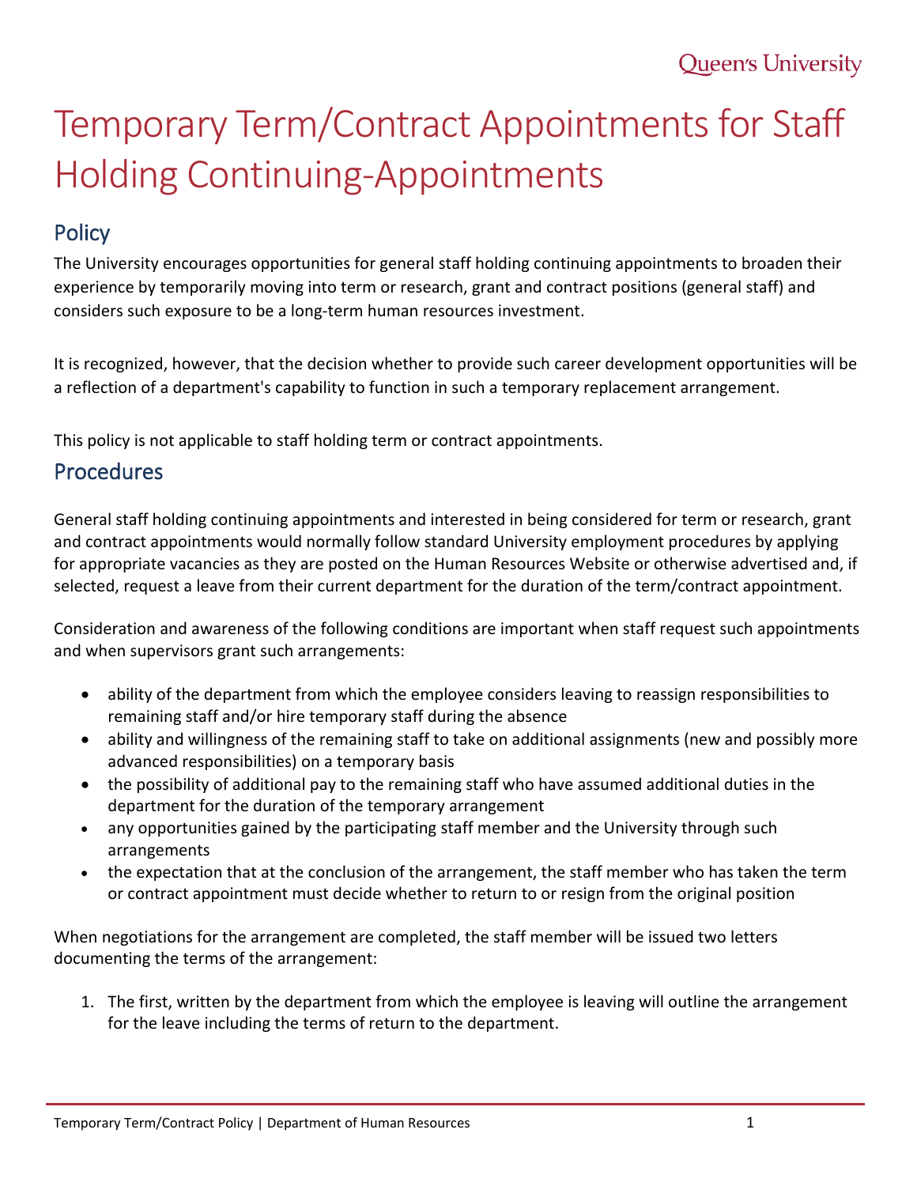# Temporary Term/Contract Appointments for Staff Holding Continuing-Appointments

## Policy

The University encourages opportunities for general staff holding continuing appointments to broaden their experience by temporarily moving into term or research, grant and contract positions (general staff) and considers such exposure to be a long-term human resources investment.

It is recognized, however, that the decision whether to provide such career development opportunities will be a reflection of a department's capability to function in such a temporary replacement arrangement.

This policy is not applicable to staff holding term or contract appointments.

## Procedures

General staff holding continuing appointments and interested in being considered for term or research, grant and contract appointments would normally follow standard University employment procedures by applying for appropriate vacancies as they are posted on the Human Resources Website or otherwise advertised and, if selected, request a leave from their current department for the duration of the term/contract appointment.

Consideration and awareness of the following conditions are important when staff request such appointments and when supervisors grant such arrangements:

- ability of the department from which the employee considers leaving to reassign responsibilities to remaining staff and/or hire temporary staff during the absence
- ability and willingness of the remaining staff to take on additional assignments (new and possibly more advanced responsibilities) on a temporary basis
- the possibility of additional pay to the remaining staff who have assumed additional duties in the department for the duration of the temporary arrangement
- any opportunities gained by the participating staff member and the University through such arrangements
- the expectation that at the conclusion of the arrangement, the staff member who has taken the term or contract appointment must decide whether to return to or resign from the original position

When negotiations for the arrangement are completed, the staff member will be issued two letters documenting the terms of the arrangement:

1. The first, written by the department from which the employee is leaving will outline the arrangement for the leave including the terms of return to the department.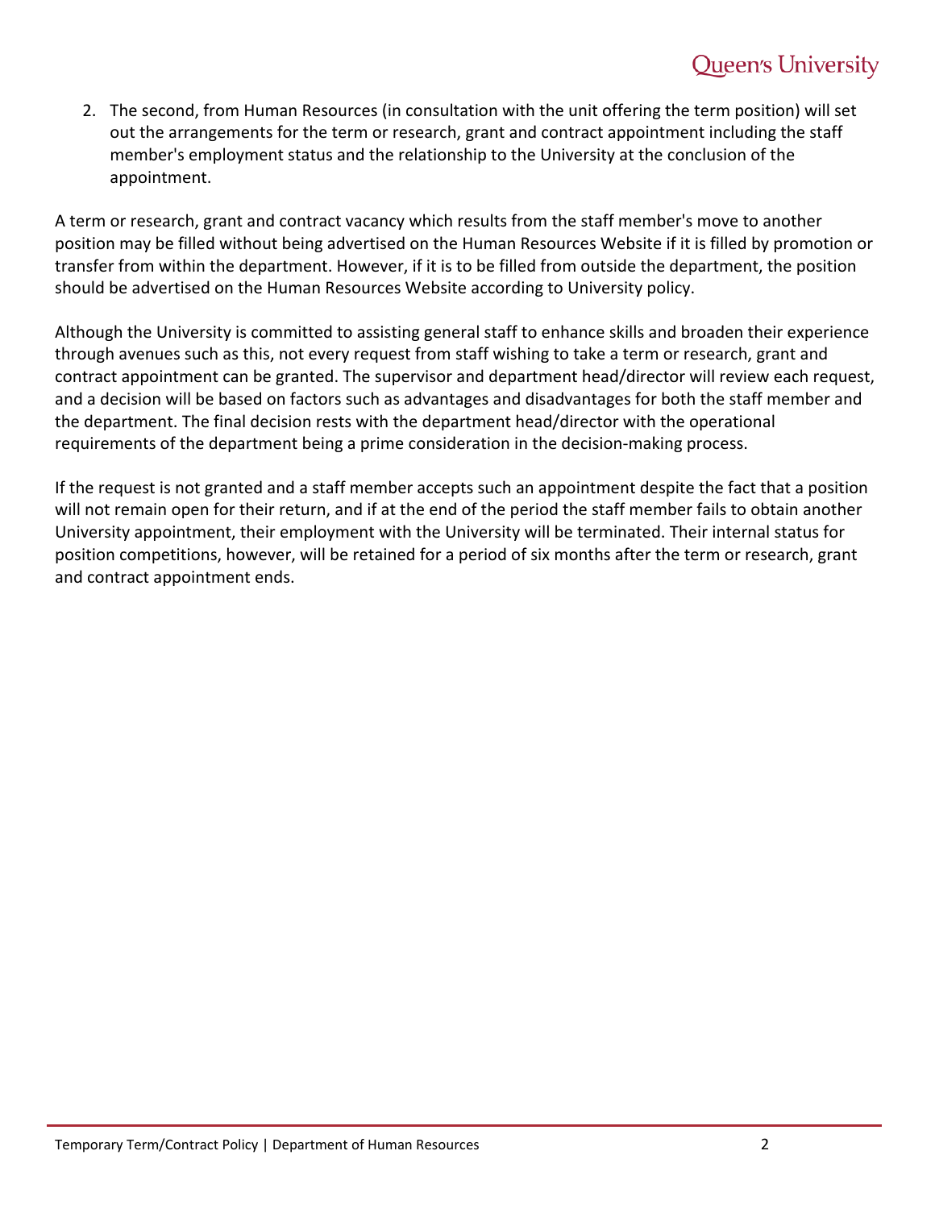2. The second, from Human Resources (in consultation with the unit offering the term position) will set out the arrangements for the term or research, grant and contract appointment including the staff member's employment status and the relationship to the University at the conclusion of the appointment.

A term or research, grant and contract vacancy which results from the staff member's move to another position may be filled without being advertised on the Human Resources Website if it is filled by promotion or transfer from within the department. However, if it is to be filled from outside the department, the position should be advertised on the Human Resources Website according to University policy.

Although the University is committed to assisting general staff to enhance skills and broaden their experience through avenues such as this, not every request from staff wishing to take a term or research, grant and contract appointment can be granted. The supervisor and department head/director will review each request, and a decision will be based on factors such as advantages and disadvantages for both the staff member and the department. The final decision rests with the department head/director with the operational requirements of the department being a prime consideration in the decision-making process.

If the request is not granted and a staff member accepts such an appointment despite the fact that a position will not remain open for their return, and if at the end of the period the staff member fails to obtain another University appointment, their employment with the University will be terminated. Their internal status for position competitions, however, will be retained for a period of six months after the term or research, grant and contract appointment ends.